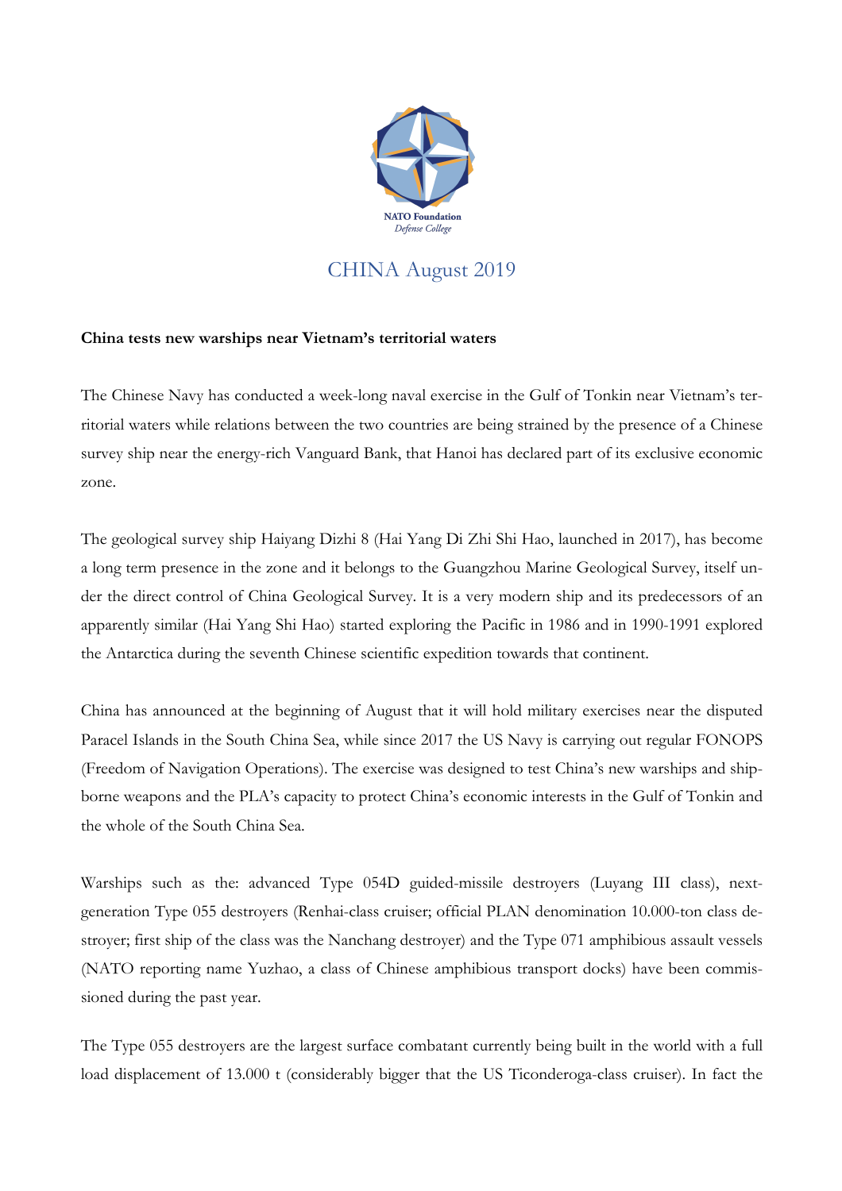NATO Foundation
*Defense College*

# CHINA August 2019

**China tests new warships near Vietnam's territorial waters**

The Chinese Navy has conducted a week-long naval exercise in the Gulf of Tonkin near Vietnam's territorial waters while relations between the two countries are being strained by the presence of a Chinese survey ship near the energy-rich Vanguard Bank, that Hanoi has declared part of its exclusive economic zone.

The geological survey ship Haiyang Dizhi 8 (Hai Yang Di Zhi Shi Hao, launched in 2017), has become a long term presence in the zone and it belongs to the Guangzhou Marine Geological Survey, itself under the direct control of China Geological Survey. It is a very modern ship and its predecessors of an apparently similar (Hai Yang Shi Hao) started exploring the Pacific in 1986 and in 1990-1991 explored the Antarctica during the seventh Chinese scientific expedition towards that continent.

China has announced at the beginning of August that it will hold military exercises near the disputed Paracel Islands in the South China Sea, while since 2017 the US Navy is carrying out regular FONOPS (Freedom of Navigation Operations). The exercise was designed to test China's new warships and shipborne weapons and the PLA's capacity to protect China's economic interests in the Gulf of Tonkin and the whole of the South China Sea.

Warships such as the: advanced Type 054D guided-missile destroyers (Luyang III class), next-generation Type 055 destroyers (Renhai-class cruiser; official PLAN denomination 10.000-ton class destroyer; first ship of the class was the Nanchang destroyer) and the Type 071 amphibious assault vessels (NATO reporting name Yuzhao, a class of Chinese amphibious transport docks) have been commissioned during the past year.

The Type 055 destroyers are the largest surface combatant currently being built in the world with a full load displacement of 13.000 t (considerably bigger that the US Ticonderoga-class cruiser). In fact the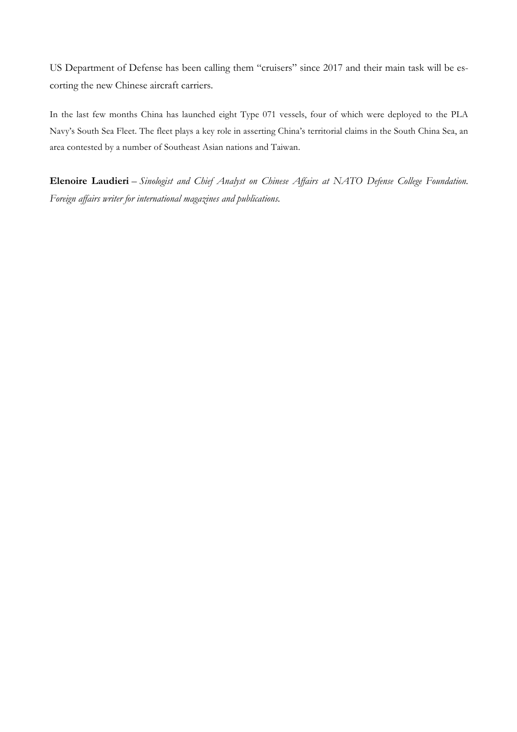US Department of Defense has been calling them "cruisers" since 2017 and their main task will be escorting the new Chinese aircraft carriers.

In the last few months China has launched eight Type 071 vessels, four of which were deployed to the PLA Navy's South Sea Fleet. The fleet plays a key role in asserting China's territorial claims in the South China Sea, an area contested by a number of Southeast Asian nations and Taiwan.

**Elenoire Laudieri** – *Sinologist and Chief Analyst on Chinese Affairs at NATO Defense College Foundation. Foreign affairs writer for international magazines and publications.*